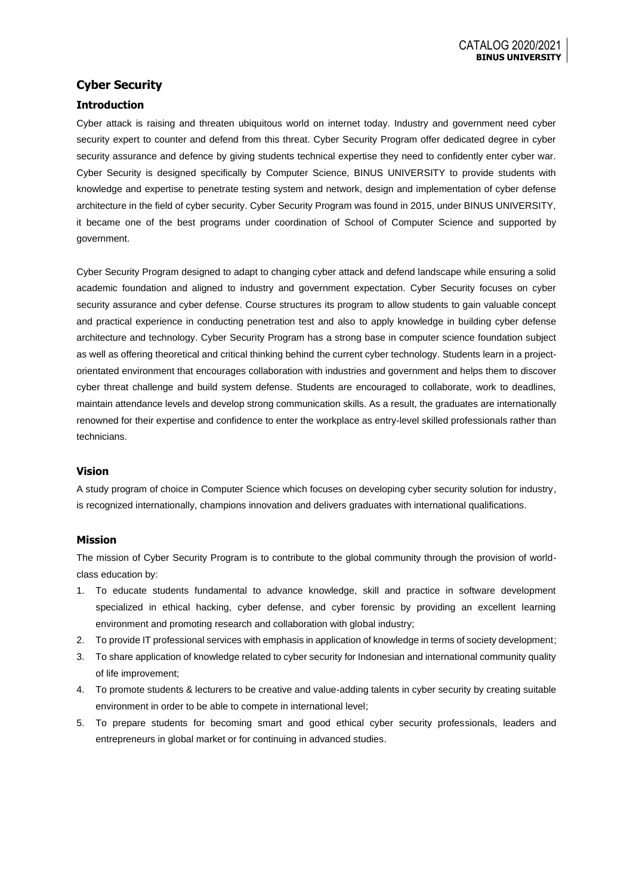## Cyber Security

### Introduction

Cyber attack is raising and threaten ubiquitous world on internet today. Industry and government need cyber security expert to counter and defend from this threat. Cyber Security Program offer dedicated degree in cyber security assurance and defence by giving students technical expertise they need to confidently enter cyber war. Cyber Security is designed specifically by Computer Science, BINUS UNIVERSITY to provide students with knowledge and expertise to penetrate testing system and network, design and implementation of cyber defense architecture in the field of cyber security. Cyber Security Program was found in 2015, under BINUS UNIVERSITY, it became one of the best programs under coordination of School of Computer Science and supported by government.

Cyber Security Program designed to adapt to changing cyber attack and defend landscape while ensuring a solid academic foundation and aligned to industry and government expectation. Cyber Security focuses on cyber security assurance and cyber defense. Course structures its program to allow students to gain valuable concept and practical experience in conducting penetration test and also to apply knowledge in building cyber defense architecture and technology. Cyber Security Program has a strong base in computer science foundation subject as well as offering theoretical and critical thinking behind the current cyber technology. Students learn in a project-orientated environment that encourages collaboration with industries and government and helps them to discover cyber threat challenge and build system defense. Students are encouraged to collaborate, work to deadlines, maintain attendance levels and develop strong communication skills. As a result, the graduates are internationally renowned for their expertise and confidence to enter the workplace as entry-level skilled professionals rather than technicians.

### Vision

A study program of choice in Computer Science which focuses on developing cyber security solution for industry, is recognized internationally, champions innovation and delivers graduates with international qualifications.

### Mission

The mission of Cyber Security Program is to contribute to the global community through the provision of world-class education by:

1. To educate students fundamental to advance knowledge, skill and practice in software development specialized in ethical hacking, cyber defense, and cyber forensic by providing an excellent learning environment and promoting research and collaboration with global industry;
2. To provide IT professional services with emphasis in application of knowledge in terms of society development;
3. To share application of knowledge related to cyber security for Indonesian and international community quality of life improvement;
4. To promote students & lecturers to be creative and value-adding talents in cyber security by creating suitable environment in order to be able to compete in international level;
5. To prepare students for becoming smart and good ethical cyber security professionals, leaders and entrepreneurs in global market or for continuing in advanced studies.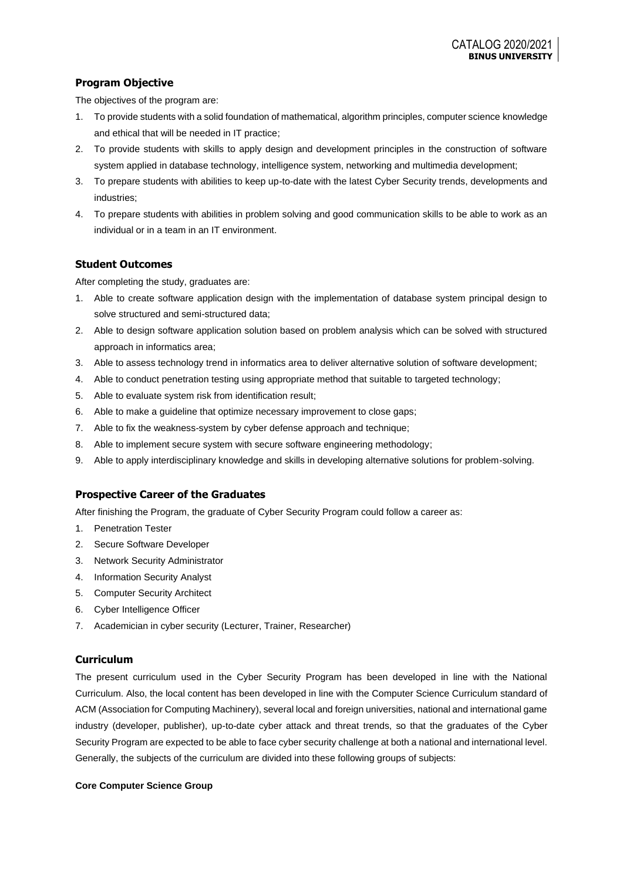## Program Objective

The objectives of the program are:

1. To provide students with a solid foundation of mathematical, algorithm principles, computer science knowledge and ethical that will be needed in IT practice;
2. To provide students with skills to apply design and development principles in the construction of software system applied in database technology, intelligence system, networking and multimedia development;
3. To prepare students with abilities to keep up-to-date with the latest Cyber Security trends, developments and industries;
4. To prepare students with abilities in problem solving and good communication skills to be able to work as an individual or in a team in an IT environment.

## Student Outcomes

After completing the study, graduates are:

1. Able to create software application design with the implementation of database system principal design to solve structured and semi-structured data;
2. Able to design software application solution based on problem analysis which can be solved with structured approach in informatics area;
3. Able to assess technology trend in informatics area to deliver alternative solution of software development;
4. Able to conduct penetration testing using appropriate method that suitable to targeted technology;
5. Able to evaluate system risk from identification result;
6. Able to make a guideline that optimize necessary improvement to close gaps;
7. Able to fix the weakness-system by cyber defense approach and technique;
8. Able to implement secure system with secure software engineering methodology;
9. Able to apply interdisciplinary knowledge and skills in developing alternative solutions for problem-solving.

## Prospective Career of the Graduates

After finishing the Program, the graduate of Cyber Security Program could follow a career as:

1. Penetration Tester
2. Secure Software Developer
3. Network Security Administrator
4. Information Security Analyst
5. Computer Security Architect
6. Cyber Intelligence Officer
7. Academician in cyber security (Lecturer, Trainer, Researcher)

## Curriculum

The present curriculum used in the Cyber Security Program has been developed in line with the National Curriculum. Also, the local content has been developed in line with the Computer Science Curriculum standard of ACM (Association for Computing Machinery), several local and foreign universities, national and international game industry (developer, publisher), up-to-date cyber attack and threat trends, so that the graduates of the Cyber Security Program are expected to be able to face cyber security challenge at both a national and international level. Generally, the subjects of the curriculum are divided into these following groups of subjects:

**Core Computer Science Group**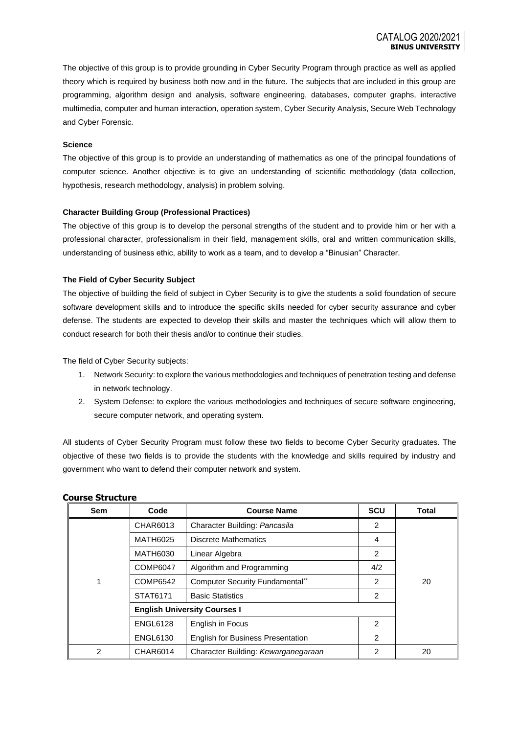The objective of this group is to provide grounding in Cyber Security Program through practice as well as applied theory which is required by business both now and in the future. The subjects that are included in this group are programming, algorithm design and analysis, software engineering, databases, computer graphs, interactive multimedia, computer and human interaction, operation system, Cyber Security Analysis, Secure Web Technology and Cyber Forensic.

**Science**

The objective of this group is to provide an understanding of mathematics as one of the principal foundations of computer science. Another objective is to give an understanding of scientific methodology (data collection, hypothesis, research methodology, analysis) in problem solving.

**Character Building Group (Professional Practices)**

The objective of this group is to develop the personal strengths of the student and to provide him or her with a professional character, professionalism in their field, management skills, oral and written communication skills, understanding of business ethic, ability to work as a team, and to develop a "Binusian" Character.

**The Field of Cyber Security Subject**

The objective of building the field of subject in Cyber Security is to give the students a solid foundation of secure software development skills and to introduce the specific skills needed for cyber security assurance and cyber defense. The students are expected to develop their skills and master the techniques which will allow them to conduct research for both their thesis and/or to continue their studies.

The field of Cyber Security subjects:

1. Network Security: to explore the various methodologies and techniques of penetration testing and defense in network technology.
2. System Defense: to explore the various methodologies and techniques of secure software engineering, secure computer network, and operating system.

All students of Cyber Security Program must follow these two fields to become Cyber Security graduates. The objective of these two fields is to provide the students with the knowledge and skills required by industry and government who want to defend their computer network and system.

## Course Structure

| Sem | Code | Course Name | SCU | Total |
|---|---|---|---|---|
| 1 | CHAR6013 | Character Building: *Pancasila* | 2 | 20 |
| | MATH6025 | Discrete Mathematics | 4 | |
| | MATH6030 | Linear Algebra | 2 | |
| | COMP6047 | Algorithm and Programming | 4/2 | |
| | COMP6542 | Computer Security Fundamental** | 2 | |
| | STAT6171 | Basic Statistics | 2 | |
| | **English University Courses I** | | | |
| | ENGL6128 | English in Focus | 2 | |
| | ENGL6130 | English for Business Presentation | 2 | |
| 2 | CHAR6014 | Character Building: *Kewarganegaraan* | 2 | 20 |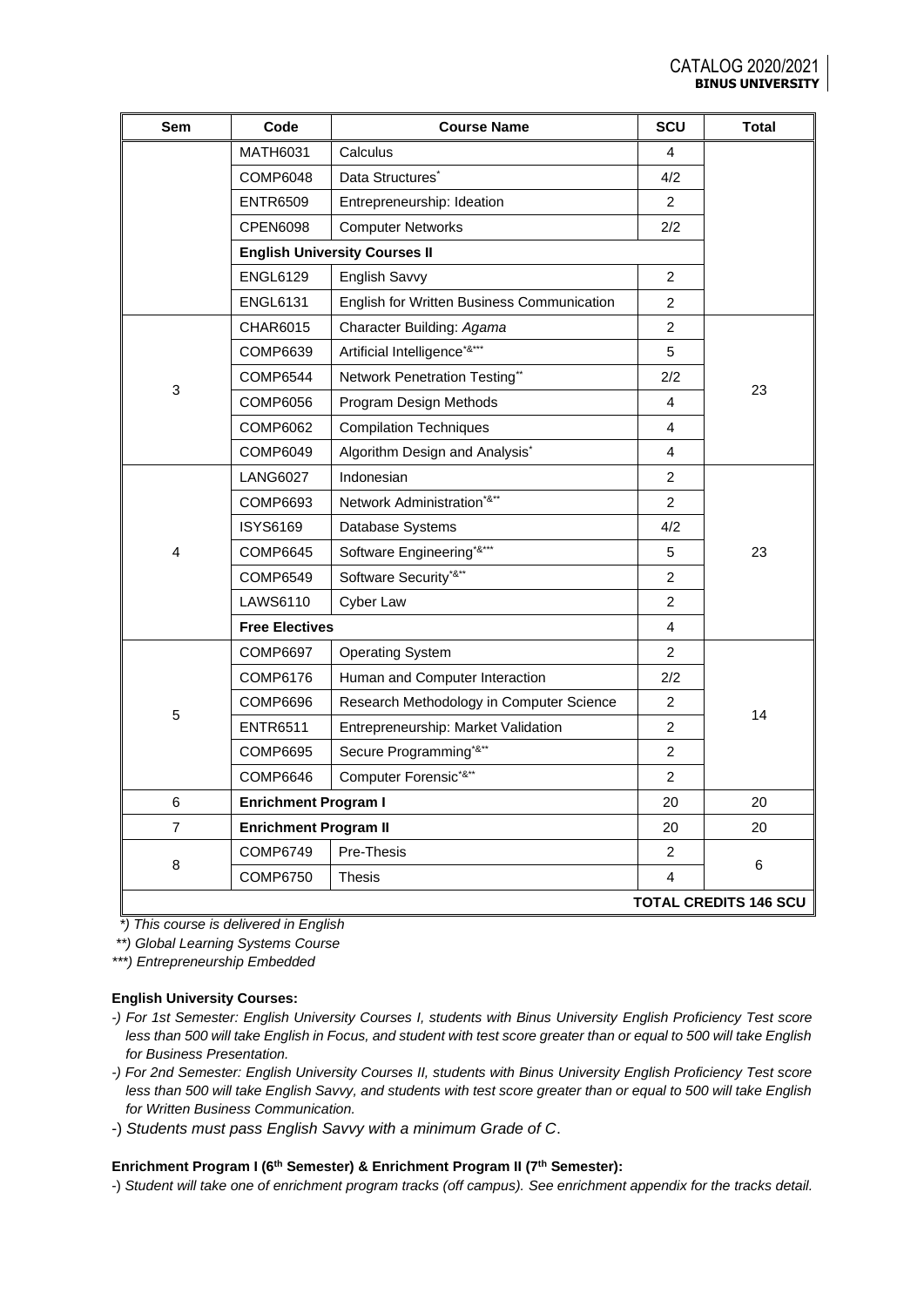| Sem | Code | Course Name | SCU | Total |
|---|---|---|---|---|
| | MATH6031 | Calculus | 4 | |
| | COMP6048 | Data Structures* | 4/2 | |
| | ENTR6509 | Entrepreneurship: Ideation | 2 | |
| | CPEN6098 | Computer Networks | 2/2 | |
| | **English University Courses II** | | | |
| | ENGL6129 | English Savvy | 2 | |
| | ENGL6131 | English for Written Business Communication | 2 | |
| 3 | CHAR6015 | Character Building: *Agama* | 2 | 23 |
| | COMP6639 | Artificial Intelligence*&*** | 5 | |
| | COMP6544 | Network Penetration Testing** | 2/2 | |
| | COMP6056 | Program Design Methods | 4 | |
| | COMP6062 | Compilation Techniques | 4 | |
| | COMP6049 | Algorithm Design and Analysis* | 4 | |
| 4 | LANG6027 | Indonesian | 2 | 23 |
| | COMP6693 | Network Administration*&** | 2 | |
| | ISYS6169 | Database Systems | 4/2 | |
| | COMP6645 | Software Engineering*&*** | 5 | |
| | COMP6549 | Software Security*&** | 2 | |
| | LAWS6110 | Cyber Law | 2 | |
| | **Free Electives** | | 4 | |
| 5 | COMP6697 | Operating System | 2 | 14 |
| | COMP6176 | Human and Computer Interaction | 2/2 | |
| | COMP6696 | Research Methodology in Computer Science | 2 | |
| | ENTR6511 | Entrepreneurship: Market Validation | 2 | |
| | COMP6695 | Secure Programming*&** | 2 | |
| | COMP6646 | Computer Forensic*&** | 2 | |
| 6 | **Enrichment Program I** | | 20 | 20 |
| 7 | **Enrichment Program II** | | 20 | 20 |
| 8 | COMP6749 | Pre-Thesis | 2 | 6 |
| | COMP6750 | Thesis | 4 | |
| | | | | **TOTAL CREDITS 146 SCU** |

*\*) This course is delivered in English*

*\*\*) Global Learning Systems Course*

*\*\*\*) Entrepreneurship Embedded*

**English University Courses:**

-) *For 1st Semester: English University Courses I, students with Binus University English Proficiency Test score less than 500 will take English in Focus, and student with test score greater than or equal to 500 will take English for Business Presentation.*

-) *For 2nd Semester: English University Courses II, students with Binus University English Proficiency Test score less than 500 will take English Savvy, and students with test score greater than or equal to 500 will take English for Written Business Communication.*

-) *Students must pass English Savvy with a minimum Grade of C.*

**Enrichment Program I (6th Semester) & Enrichment Program II (7th Semester):**

-) *Student will take one of enrichment program tracks (off campus). See enrichment appendix for the tracks detail.*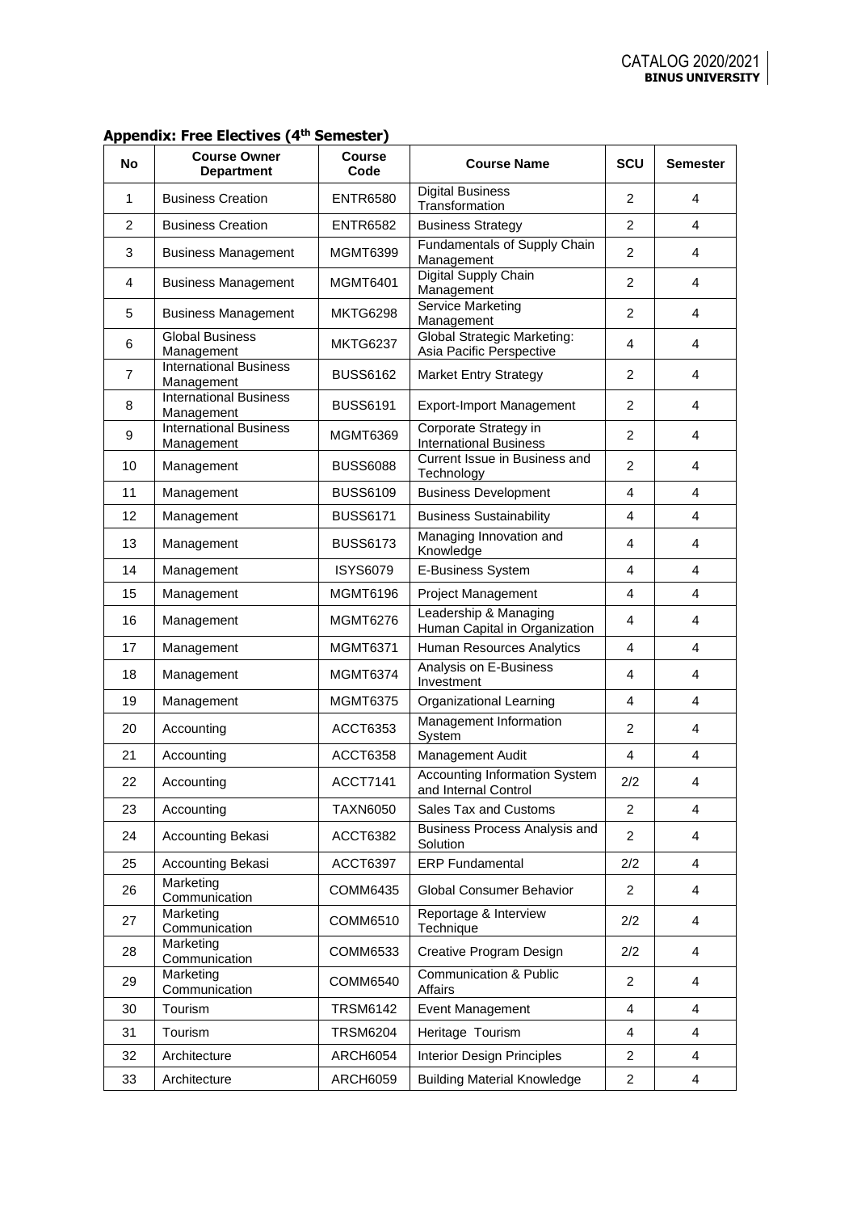## Appendix: Free Electives (4th Semester)

| No | Course Owner Department | Course Code | Course Name | SCU | Semester |
|---|---|---|---|---|---|
| 1 | Business Creation | ENTR6580 | Digital Business Transformation | 2 | 4 |
| 2 | Business Creation | ENTR6582 | Business Strategy | 2 | 4 |
| 3 | Business Management | MGMT6399 | Fundamentals of Supply Chain Management | 2 | 4 |
| 4 | Business Management | MGMT6401 | Digital Supply Chain Management | 2 | 4 |
| 5 | Business Management | MKTG6298 | Service Marketing Management | 2 | 4 |
| 6 | Global Business Management | MKTG6237 | Global Strategic Marketing: Asia Pacific Perspective | 4 | 4 |
| 7 | International Business Management | BUSS6162 | Market Entry Strategy | 2 | 4 |
| 8 | International Business Management | BUSS6191 | Export-Import Management | 2 | 4 |
| 9 | International Business Management | MGMT6369 | Corporate Strategy in International Business | 2 | 4 |
| 10 | Management | BUSS6088 | Current Issue in Business and Technology | 2 | 4 |
| 11 | Management | BUSS6109 | Business Development | 4 | 4 |
| 12 | Management | BUSS6171 | Business Sustainability | 4 | 4 |
| 13 | Management | BUSS6173 | Managing Innovation and Knowledge | 4 | 4 |
| 14 | Management | ISYS6079 | E-Business System | 4 | 4 |
| 15 | Management | MGMT6196 | Project Management | 4 | 4 |
| 16 | Management | MGMT6276 | Leadership & Managing Human Capital in Organization | 4 | 4 |
| 17 | Management | MGMT6371 | Human Resources Analytics | 4 | 4 |
| 18 | Management | MGMT6374 | Analysis on E-Business Investment | 4 | 4 |
| 19 | Management | MGMT6375 | Organizational Learning | 4 | 4 |
| 20 | Accounting | ACCT6353 | Management Information System | 2 | 4 |
| 21 | Accounting | ACCT6358 | Management Audit | 4 | 4 |
| 22 | Accounting | ACCT7141 | Accounting Information System and Internal Control | 2/2 | 4 |
| 23 | Accounting | TAXN6050 | Sales Tax and Customs | 2 | 4 |
| 24 | Accounting Bekasi | ACCT6382 | Business Process Analysis and Solution | 2 | 4 |
| 25 | Accounting Bekasi | ACCT6397 | ERP Fundamental | 2/2 | 4 |
| 26 | Marketing Communication | COMM6435 | Global Consumer Behavior | 2 | 4 |
| 27 | Marketing Communication | COMM6510 | Reportage & Interview Technique | 2/2 | 4 |
| 28 | Marketing Communication | COMM6533 | Creative Program Design | 2/2 | 4 |
| 29 | Marketing Communication | COMM6540 | Communication & Public Affairs | 2 | 4 |
| 30 | Tourism | TRSM6142 | Event Management | 4 | 4 |
| 31 | Tourism | TRSM6204 | Heritage Tourism | 4 | 4 |
| 32 | Architecture | ARCH6054 | Interior Design Principles | 2 | 4 |
| 33 | Architecture | ARCH6059 | Building Material Knowledge | 2 | 4 |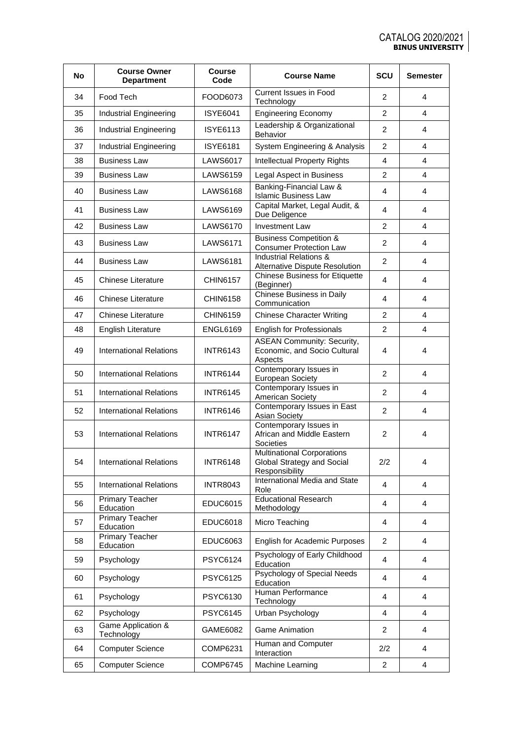| No | Course Owner Department | Course Code | Course Name | SCU | Semester |
|---|---|---|---|---|---|
| 34 | Food Tech | FOOD6073 | Current Issues in Food Technology | 2 | 4 |
| 35 | Industrial Engineering | ISYE6041 | Engineering Economy | 2 | 4 |
| 36 | Industrial Engineering | ISYE6113 | Leadership & Organizational Behavior | 2 | 4 |
| 37 | Industrial Engineering | ISYE6181 | System Engineering & Analysis | 2 | 4 |
| 38 | Business Law | LAWS6017 | Intellectual Property Rights | 4 | 4 |
| 39 | Business Law | LAWS6159 | Legal Aspect in Business | 2 | 4 |
| 40 | Business Law | LAWS6168 | Banking-Financial Law & Islamic Business Law | 4 | 4 |
| 41 | Business Law | LAWS6169 | Capital Market, Legal Audit, & Due Deligence | 4 | 4 |
| 42 | Business Law | LAWS6170 | Investment Law | 2 | 4 |
| 43 | Business Law | LAWS6171 | Business Competition & Consumer Protection Law | 2 | 4 |
| 44 | Business Law | LAWS6181 | Industrial Relations & Alternative Dispute Resolution | 2 | 4 |
| 45 | Chinese Literature | CHIN6157 | Chinese Business for Etiquette (Beginner) | 4 | 4 |
| 46 | Chinese Literature | CHIN6158 | Chinese Business in Daily Communication | 4 | 4 |
| 47 | Chinese Literature | CHIN6159 | Chinese Character Writing | 2 | 4 |
| 48 | English Literature | ENGL6169 | English for Professionals | 2 | 4 |
| 49 | International Relations | INTR6143 | ASEAN Community: Security, Economic, and Socio Cultural Aspects | 4 | 4 |
| 50 | International Relations | INTR6144 | Contemporary Issues in European Society | 2 | 4 |
| 51 | International Relations | INTR6145 | Contemporary Issues in American Society | 2 | 4 |
| 52 | International Relations | INTR6146 | Contemporary Issues in East Asian Society | 2 | 4 |
| 53 | International Relations | INTR6147 | Contemporary Issues in African and Middle Eastern Societies | 2 | 4 |
| 54 | International Relations | INTR6148 | Multinational Corporations Global Strategy and Social Responsibility | 2/2 | 4 |
| 55 | International Relations | INTR8043 | International Media and State Role | 4 | 4 |
| 56 | Primary Teacher Education | EDUC6015 | Educational Research Methodology | 4 | 4 |
| 57 | Primary Teacher Education | EDUC6018 | Micro Teaching | 4 | 4 |
| 58 | Primary Teacher Education | EDUC6063 | English for Academic Purposes | 2 | 4 |
| 59 | Psychology | PSYC6124 | Psychology of Early Childhood Education | 4 | 4 |
| 60 | Psychology | PSYC6125 | Psychology of Special Needs Education | 4 | 4 |
| 61 | Psychology | PSYC6130 | Human Performance Technology | 4 | 4 |
| 62 | Psychology | PSYC6145 | Urban Psychology | 4 | 4 |
| 63 | Game Application & Technology | GAME6082 | Game Animation | 2 | 4 |
| 64 | Computer Science | COMP6231 | Human and Computer Interaction | 2/2 | 4 |
| 65 | Computer Science | COMP6745 | Machine Learning | 2 | 4 |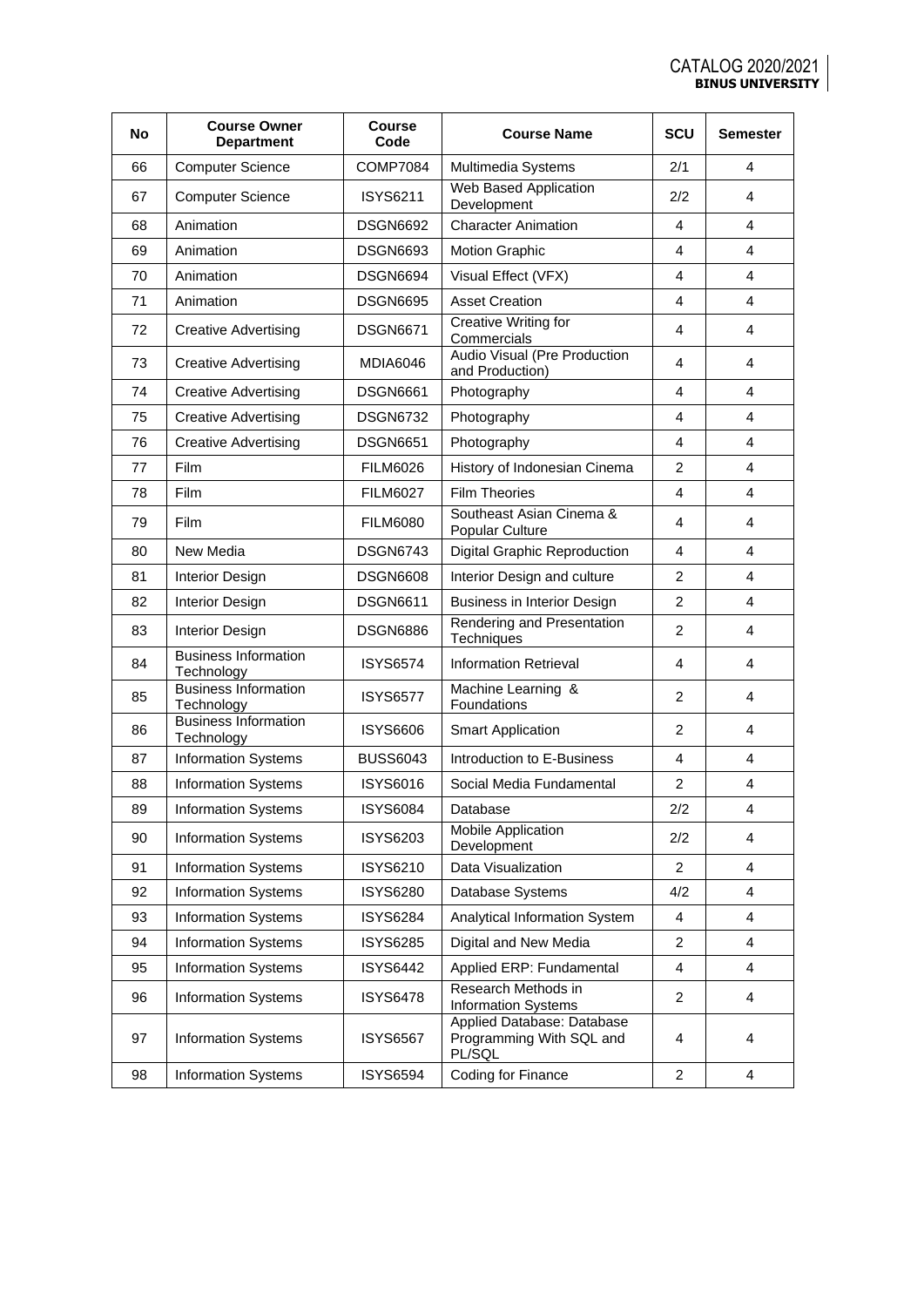| No | Course Owner Department | Course Code | Course Name | SCU | Semester |
|---|---|---|---|---|---|
| 66 | Computer Science | COMP7084 | Multimedia Systems | 2/1 | 4 |
| 67 | Computer Science | ISYS6211 | Web Based Application Development | 2/2 | 4 |
| 68 | Animation | DSGN6692 | Character Animation | 4 | 4 |
| 69 | Animation | DSGN6693 | Motion Graphic | 4 | 4 |
| 70 | Animation | DSGN6694 | Visual Effect (VFX) | 4 | 4 |
| 71 | Animation | DSGN6695 | Asset Creation | 4 | 4 |
| 72 | Creative Advertising | DSGN6671 | Creative Writing for Commercials | 4 | 4 |
| 73 | Creative Advertising | MDIA6046 | Audio Visual (Pre Production and Production) | 4 | 4 |
| 74 | Creative Advertising | DSGN6661 | Photography | 4 | 4 |
| 75 | Creative Advertising | DSGN6732 | Photography | 4 | 4 |
| 76 | Creative Advertising | DSGN6651 | Photography | 4 | 4 |
| 77 | Film | FILM6026 | History of Indonesian Cinema | 2 | 4 |
| 78 | Film | FILM6027 | Film Theories | 4 | 4 |
| 79 | Film | FILM6080 | Southeast Asian Cinema & Popular Culture | 4 | 4 |
| 80 | New Media | DSGN6743 | Digital Graphic Reproduction | 4 | 4 |
| 81 | Interior Design | DSGN6608 | Interior Design and culture | 2 | 4 |
| 82 | Interior Design | DSGN6611 | Business in Interior Design | 2 | 4 |
| 83 | Interior Design | DSGN6886 | Rendering and Presentation Techniques | 2 | 4 |
| 84 | Business Information Technology | ISYS6574 | Information Retrieval | 4 | 4 |
| 85 | Business Information Technology | ISYS6577 | Machine Learning & Foundations | 2 | 4 |
| 86 | Business Information Technology | ISYS6606 | Smart Application | 2 | 4 |
| 87 | Information Systems | BUSS6043 | Introduction to E-Business | 4 | 4 |
| 88 | Information Systems | ISYS6016 | Social Media Fundamental | 2 | 4 |
| 89 | Information Systems | ISYS6084 | Database | 2/2 | 4 |
| 90 | Information Systems | ISYS6203 | Mobile Application Development | 2/2 | 4 |
| 91 | Information Systems | ISYS6210 | Data Visualization | 2 | 4 |
| 92 | Information Systems | ISYS6280 | Database Systems | 4/2 | 4 |
| 93 | Information Systems | ISYS6284 | Analytical Information System | 4 | 4 |
| 94 | Information Systems | ISYS6285 | Digital and New Media | 2 | 4 |
| 95 | Information Systems | ISYS6442 | Applied ERP: Fundamental | 4 | 4 |
| 96 | Information Systems | ISYS6478 | Research Methods in Information Systems | 2 | 4 |
| 97 | Information Systems | ISYS6567 | Applied Database: Database Programming With SQL and PL/SQL | 4 | 4 |
| 98 | Information Systems | ISYS6594 | Coding for Finance | 2 | 4 |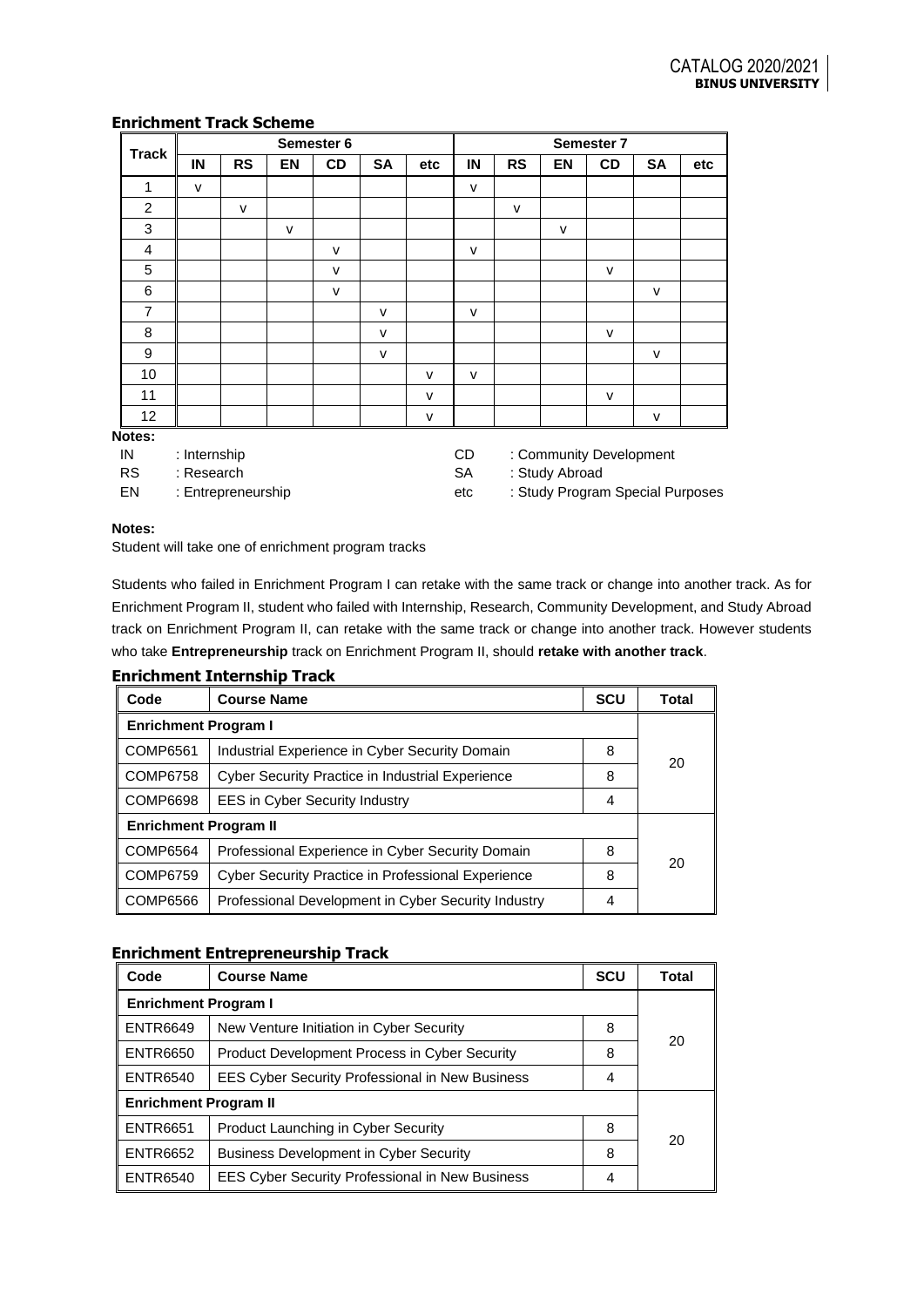## Enrichment Track Scheme

| Track | Semester 6 | | | | | | Semester 7 | | | | | |
|---|---|---|---|---|---|---|---|---|---|---|---|---|
| | IN | RS | EN | CD | SA | etc | IN | RS | EN | CD | SA | etc |
| 1 | v | | | | | | v | | | | | |
| 2 | | v | | | | | | v | | | | |
| 3 | | | v | | | | | | v | | | |
| 4 | | | | v | | | v | | | | | |
| 5 | | | | v | | | | | | v | | |
| 6 | | | | v | | | | | | | v | |
| 7 | | | | | v | | v | | | | | |
| 8 | | | | | v | | | | | v | | |
| 9 | | | | | v | | | | | | v | |
| 10 | | | | | | v | v | | | | | |
| 11 | | | | | | v | | | | v | | |
| 12 | | | | | | v | | | | | v | |

**Notes:**

- IN : Internship
- RS : Research
- EN : Entrepreneurship
- CD : Community Development
- SA : Study Abroad
- etc : Study Program Special Purposes

**Notes:**

Student will take one of enrichment program tracks

Students who failed in Enrichment Program I can retake with the same track or change into another track. As for Enrichment Program II, student who failed with Internship, Research, Community Development, and Study Abroad track on Enrichment Program II, can retake with the same track or change into another track. However students who take **Entrepreneurship** track on Enrichment Program II, should **retake with another track**.

## Enrichment Internship Track

| Code | Course Name | SCU | Total |
|---|---|---|---|
| **Enrichment Program I** | | | |
| COMP6561 | Industrial Experience in Cyber Security Domain | 8 | 20 |
| COMP6758 | Cyber Security Practice in Industrial Experience | 8 | |
| COMP6698 | EES in Cyber Security Industry | 4 | |
| **Enrichment Program II** | | | |
| COMP6564 | Professional Experience in Cyber Security Domain | 8 | 20 |
| COMP6759 | Cyber Security Practice in Professional Experience | 8 | |
| COMP6566 | Professional Development in Cyber Security Industry | 4 | |

## Enrichment Entrepreneurship Track

| Code | Course Name | SCU | Total |
|---|---|---|---|
| **Enrichment Program I** | | | |
| ENTR6649 | New Venture Initiation in Cyber Security | 8 | 20 |
| ENTR6650 | Product Development Process in Cyber Security | 8 | |
| ENTR6540 | EES Cyber Security Professional in New Business | 4 | |
| **Enrichment Program II** | | | |
| ENTR6651 | Product Launching in Cyber Security | 8 | 20 |
| ENTR6652 | Business Development in Cyber Security | 8 | |
| ENTR6540 | EES Cyber Security Professional in New Business | 4 | |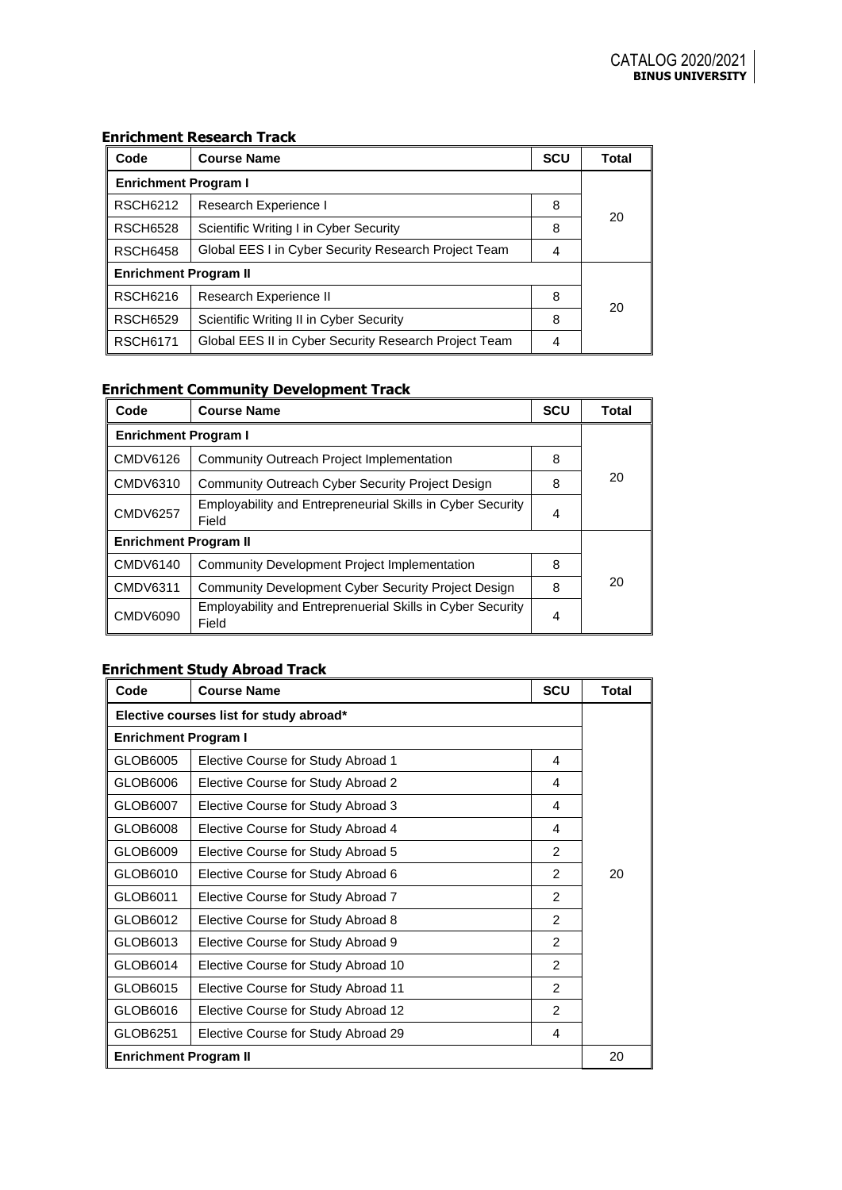### Enrichment Research Track

| Code | Course Name | SCU | Total |
|---|---|---|---|
| **Enrichment Program I** | | | |
| RSCH6212 | Research Experience I | 8 | 20 |
| RSCH6528 | Scientific Writing I in Cyber Security | 8 | |
| RSCH6458 | Global EES I in Cyber Security Research Project Team | 4 | |
| **Enrichment Program II** | | | |
| RSCH6216 | Research Experience II | 8 | 20 |
| RSCH6529 | Scientific Writing II in Cyber Security | 8 | |
| RSCH6171 | Global EES II in Cyber Security Research Project Team | 4 | |

### Enrichment Community Development Track

| Code | Course Name | SCU | Total |
|---|---|---|---|
| **Enrichment Program I** | | | |
| CMDV6126 | Community Outreach Project Implementation | 8 | 20 |
| CMDV6310 | Community Outreach Cyber Security Project Design | 8 | |
| CMDV6257 | Employability and Entrepreneurial Skills in Cyber Security Field | 4 | |
| **Enrichment Program II** | | | |
| CMDV6140 | Community Development Project Implementation | 8 | 20 |
| CMDV6311 | Community Development Cyber Security Project Design | 8 | |
| CMDV6090 | Employability and Entreprenuerial Skills in Cyber Security Field | 4 | |

### Enrichment Study Abroad Track

| Code | Course Name | SCU | Total |
|---|---|---|---|
| **Elective courses list for study abroad*** | | | |
| **Enrichment Program I** | | | |
| GLOB6005 | Elective Course for Study Abroad 1 | 4 | 20 |
| GLOB6006 | Elective Course for Study Abroad 2 | 4 | |
| GLOB6007 | Elective Course for Study Abroad 3 | 4 | |
| GLOB6008 | Elective Course for Study Abroad 4 | 4 | |
| GLOB6009 | Elective Course for Study Abroad 5 | 2 | |
| GLOB6010 | Elective Course for Study Abroad 6 | 2 | |
| GLOB6011 | Elective Course for Study Abroad 7 | 2 | |
| GLOB6012 | Elective Course for Study Abroad 8 | 2 | |
| GLOB6013 | Elective Course for Study Abroad 9 | 2 | |
| GLOB6014 | Elective Course for Study Abroad 10 | 2 | |
| GLOB6015 | Elective Course for Study Abroad 11 | 2 | |
| GLOB6016 | Elective Course for Study Abroad 12 | 2 | |
| GLOB6251 | Elective Course for Study Abroad 29 | 4 | |
| **Enrichment Program II** | | | 20 |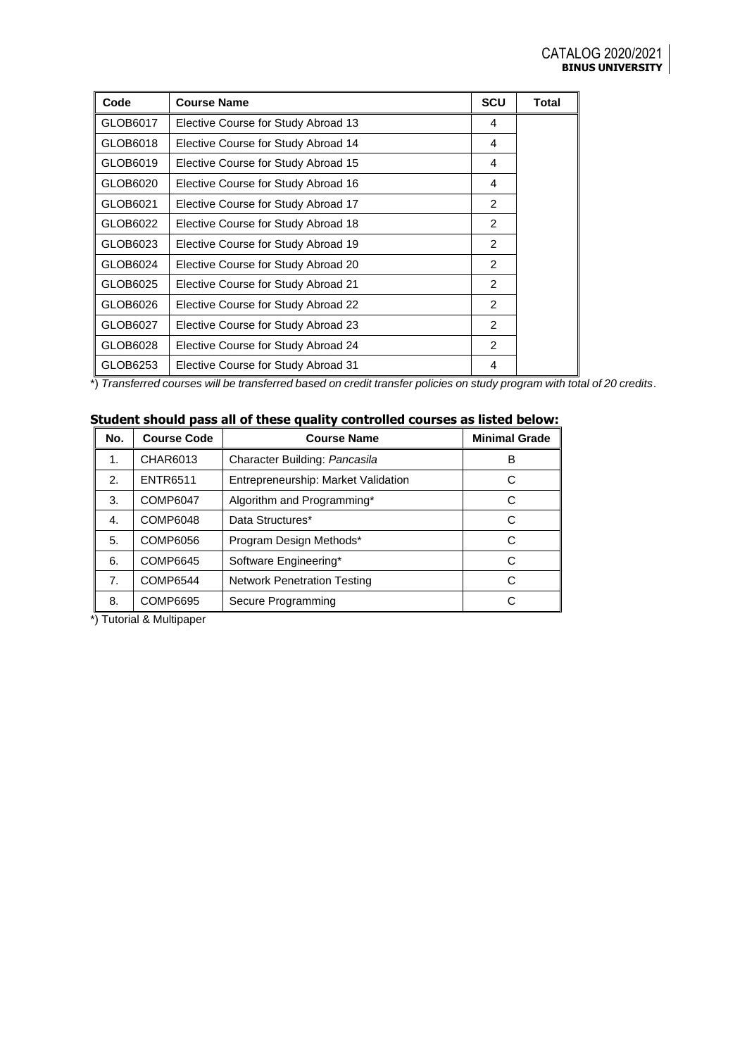| Code | Course Name | SCU | Total |
|---|---|---|---|
| GLOB6017 | Elective Course for Study Abroad 13 | 4 | |
| GLOB6018 | Elective Course for Study Abroad 14 | 4 | |
| GLOB6019 | Elective Course for Study Abroad 15 | 4 | |
| GLOB6020 | Elective Course for Study Abroad 16 | 4 | |
| GLOB6021 | Elective Course for Study Abroad 17 | 2 | |
| GLOB6022 | Elective Course for Study Abroad 18 | 2 | |
| GLOB6023 | Elective Course for Study Abroad 19 | 2 | |
| GLOB6024 | Elective Course for Study Abroad 20 | 2 | |
| GLOB6025 | Elective Course for Study Abroad 21 | 2 | |
| GLOB6026 | Elective Course for Study Abroad 22 | 2 | |
| GLOB6027 | Elective Course for Study Abroad 23 | 2 | |
| GLOB6028 | Elective Course for Study Abroad 24 | 2 | |
| GLOB6253 | Elective Course for Study Abroad 31 | 4 | |

*) *Transferred courses will be transferred based on credit transfer policies on study program with total of 20 credits*.

**Student should pass all of these quality controlled courses as listed below:**

| No. | Course Code | Course Name | Minimal Grade |
|---|---|---|---|
| 1. | CHAR6013 | Character Building: *Pancasila* | B |
| 2. | ENTR6511 | Entrepreneurship: Market Validation | C |
| 3. | COMP6047 | Algorithm and Programming* | C |
| 4. | COMP6048 | Data Structures* | C |
| 5. | COMP6056 | Program Design Methods* | C |
| 6. | COMP6645 | Software Engineering* | C |
| 7. | COMP6544 | Network Penetration Testing | C |
| 8. | COMP6695 | Secure Programming | C |

*) Tutorial & Multipaper